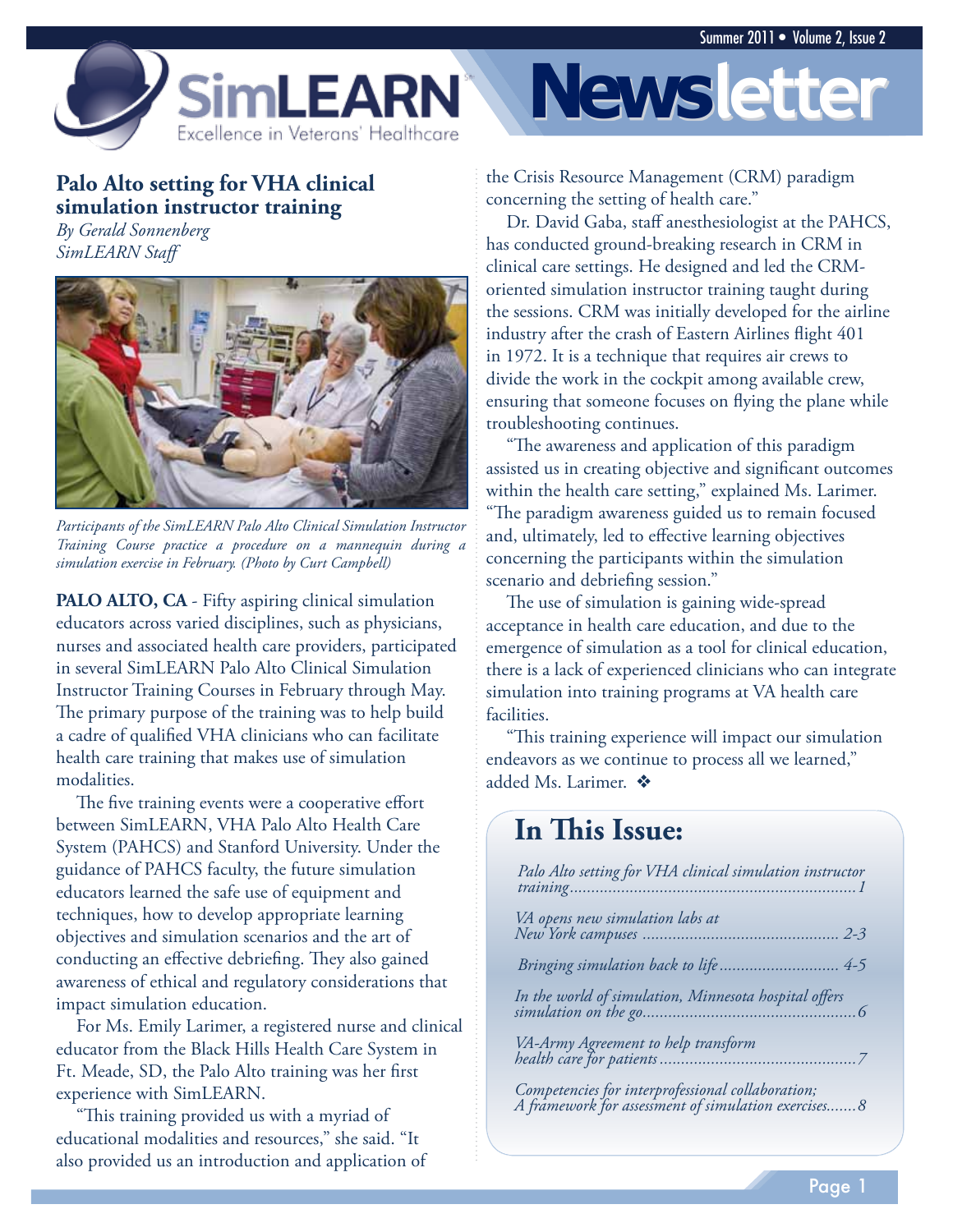# SimLEARN Newsletter

Excellence in Veterans' Healthcare

## Palo Alto setting for VHA clinical simulation instructor training

*By Gerald Sonnenberg*
*SimLEARN Staff*

*Participants of the SimLEARN Palo Alto Clinical Simulation Instructor Training Course practice a procedure on a mannequin during a simulation exercise in February. (Photo by Curt Campbell)*

**PALO ALTO, CA** - Fifty aspiring clinical simulation educators across varied disciplines, such as physicians, nurses and associated health care providers, participated in several SimLEARN Palo Alto Clinical Simulation Instructor Training Courses in February through May. The primary purpose of the training was to help build a cadre of qualified VHA clinicians who can facilitate health care training that makes use of simulation modalities.

The five training events were a cooperative effort between SimLEARN, VHA Palo Alto Health Care System (PAHCS) and Stanford University. Under the guidance of PAHCS faculty, the future simulation educators learned the safe use of equipment and techniques, how to develop appropriate learning objectives and simulation scenarios and the art of conducting an effective debriefing. They also gained awareness of ethical and regulatory considerations that impact simulation education.

For Ms. Emily Larimer, a registered nurse and clinical educator from the Black Hills Health Care System in Ft. Meade, SD, the Palo Alto training was her first experience with SimLEARN.

"This training provided us with a myriad of educational modalities and resources," she said. "It also provided us an introduction and application of the Crisis Resource Management (CRM) paradigm concerning the setting of health care."

Dr. David Gaba, staff anesthesiologist at the PAHCS, has conducted ground-breaking research in CRM in clinical care settings. He designed and led the CRM-oriented simulation instructor training taught during the sessions. CRM was initially developed for the airline industry after the crash of Eastern Airlines flight 401 in 1972. It is a technique that requires air crews to divide the work in the cockpit among available crew, ensuring that someone focuses on flying the plane while troubleshooting continues.

"The awareness and application of this paradigm assisted us in creating objective and significant outcomes within the health care setting," explained Ms. Larimer. "The paradigm awareness guided us to remain focused and, ultimately, led to effective learning objectives concerning the participants within the simulation scenario and debriefing session."

The use of simulation is gaining wide-spread acceptance in health care education, and due to the emergence of simulation as a tool for clinical education, there is a lack of experienced clinicians who can integrate simulation into training programs at VA health care facilities.

"This training experience will impact our simulation endeavors as we continue to process all we learned," added Ms. Larimer. ❖

## In This Issue:

*Palo Alto setting for VHA clinical simulation instructor training*....1

*VA opens new simulation labs at New York campuses*....2-3

*Bringing simulation back to life*....4-5

*In the world of simulation, Minnesota hospital offers simulation on the go*....6

*VA-Army Agreement to help transform health care for patients*....7

*Competencies for interprofessional collaboration; A framework for assessment of simulation exercises*....8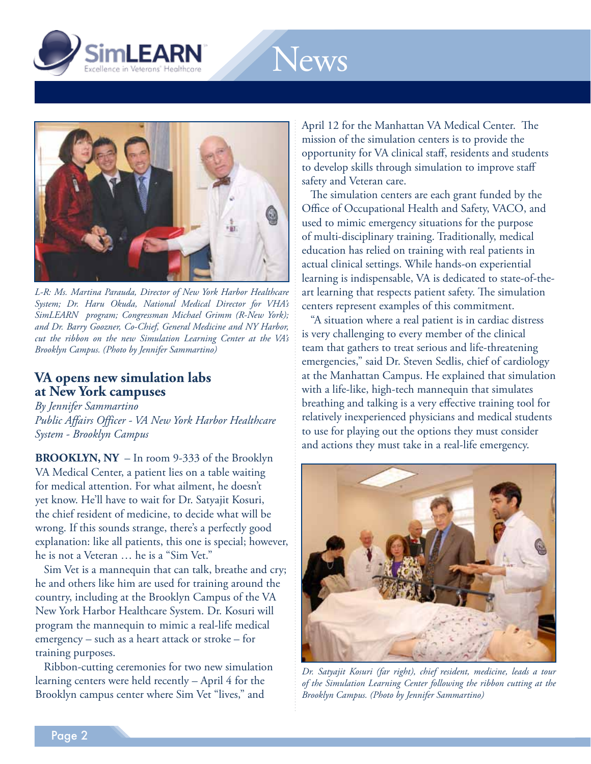L-R: *Ms. Martina Parauda, Director of New York Harbor Healthcare System; Dr. Haru Okuda, National Medical Director for VHA's SimLEARN program; Congressman Michael Grimm (R-New York); and Dr. Barry Goozner, Co-Chief, General Medicine and NY Harbor, cut the ribbon on the new Simulation Learning Center at the VA's Brooklyn Campus. (Photo by Jennifer Sammartino)*

## VA opens new simulation labs at New York campuses

*By Jennifer Sammartino*
*Public Affairs Officer - VA New York Harbor Healthcare System - Brooklyn Campus*

**BROOKLYN, NY** – In room 9-333 of the Brooklyn VA Medical Center, a patient lies on a table waiting for medical attention. For what ailment, he doesn't yet know. He'll have to wait for Dr. Satyajit Kosuri, the chief resident of medicine, to decide what will be wrong. If this sounds strange, there's a perfectly good explanation: like all patients, this one is special; however, he is not a Veteran … he is a "Sim Vet."

Sim Vet is a mannequin that can talk, breathe and cry; he and others like him are used for training around the country, including at the Brooklyn Campus of the VA New York Harbor Healthcare System. Dr. Kosuri will program the mannequin to mimic a real-life medical emergency – such as a heart attack or stroke – for training purposes.

Ribbon-cutting ceremonies for two new simulation learning centers were held recently – April 4 for the Brooklyn campus center where Sim Vet "lives," and April 12 for the Manhattan VA Medical Center. The mission of the simulation centers is to provide the opportunity for VA clinical staff, residents and students to develop skills through simulation to improve staff safety and Veteran care.

The simulation centers are each grant funded by the Office of Occupational Health and Safety, VACO, and used to mimic emergency situations for the purpose of multi-disciplinary training. Traditionally, medical education has relied on training with real patients in actual clinical settings. While hands-on experiential learning is indispensable, VA is dedicated to state-of-the-art learning that respects patient safety. The simulation centers represent examples of this commitment.

"A situation where a real patient is in cardiac distress is very challenging to every member of the clinical team that gathers to treat serious and life-threatening emergencies," said Dr. Steven Sedlis, chief of cardiology at the Manhattan Campus. He explained that simulation with a life-like, high-tech mannequin that simulates breathing and talking is a very effective training tool for relatively inexperienced physicians and medical students to use for playing out the options they must consider and actions they must take in a real-life emergency.

*Dr. Satyajit Kosuri (far right), chief resident, medicine, leads a tour of the Simulation Learning Center following the ribbon cutting at the Brooklyn Campus. (Photo by Jennifer Sammartino)*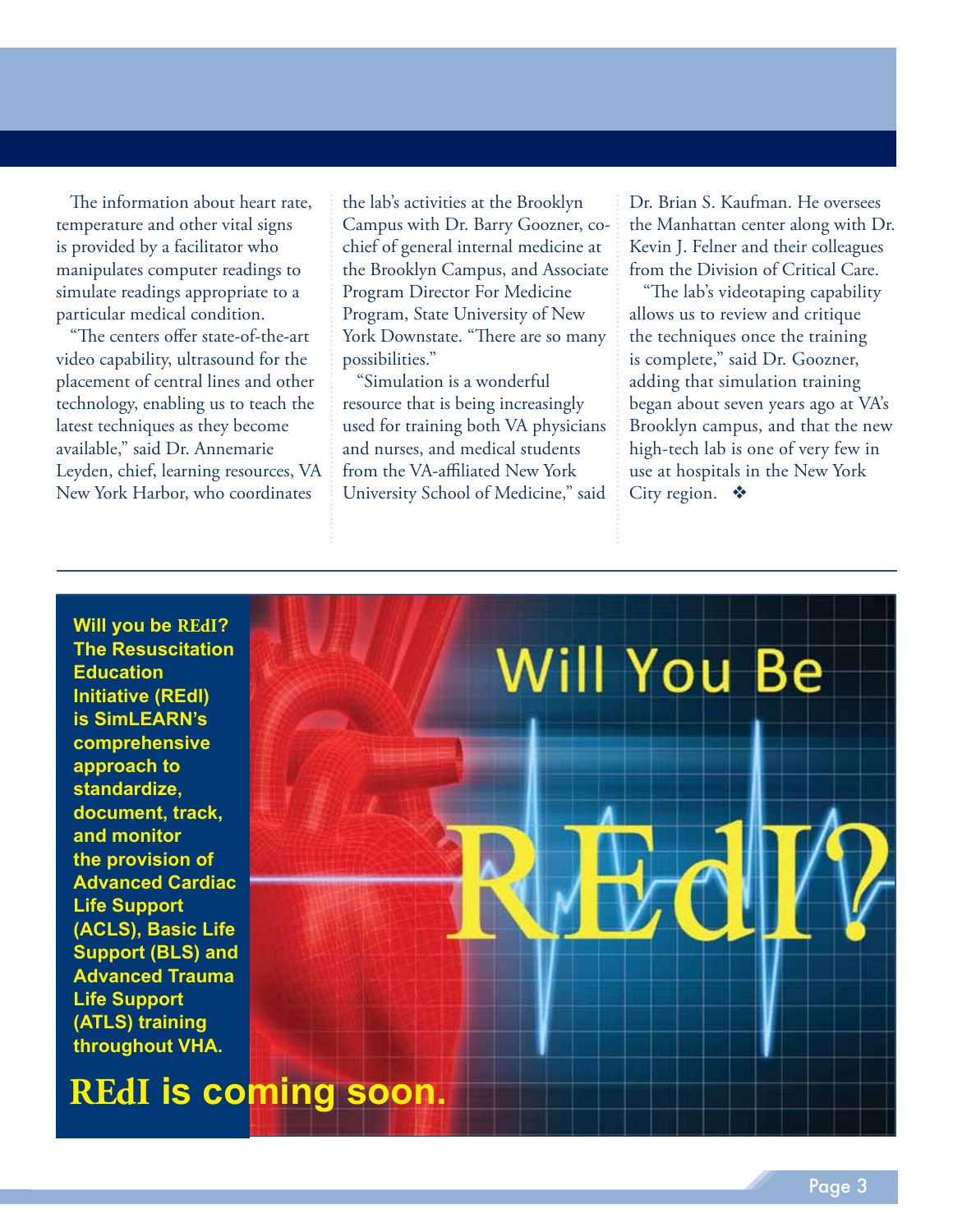The information about heart rate, temperature and other vital signs is provided by a facilitator who manipulates computer readings to simulate readings appropriate to a particular medical condition.

"The centers offer state-of-the-art video capability, ultrasound for the placement of central lines and other technology, enabling us to teach the latest techniques as they become available," said Dr. Annemarie Leyden, chief, learning resources, VA New York Harbor, who coordinates the lab's activities at the Brooklyn Campus with Dr. Barry Goozner, co-chief of general internal medicine at the Brooklyn Campus, and Associate Program Director For Medicine Program, State University of New York Downstate. "There are so many possibilities."

"Simulation is a wonderful resource that is being increasingly used for training both VA physicians and nurses, and medical students from the VA-affiliated New York University School of Medicine," said Dr. Brian S. Kaufman. He oversees the Manhattan center along with Dr. Kevin J. Felner and their colleagues from the Division of Critical Care.

"The lab's videotaping capability allows us to review and critique the techniques once the training is complete," said Dr. Goozner, adding that simulation training began about seven years ago at VA's Brooklyn campus, and that the new high-tech lab is one of very few in use at hospitals in the New York City region. ❖

---

**Will you be REdI? The Resuscitation Education Initiative (REdI) is SimLEARN's comprehensive approach to standardize, document, track, and monitor the provision of Advanced Cardiac Life Support (ACLS), Basic Life Support (BLS) and Advanced Trauma Life Support (ATLS) training throughout VHA.**

Will You Be REdI?

**REdI is coming soon.**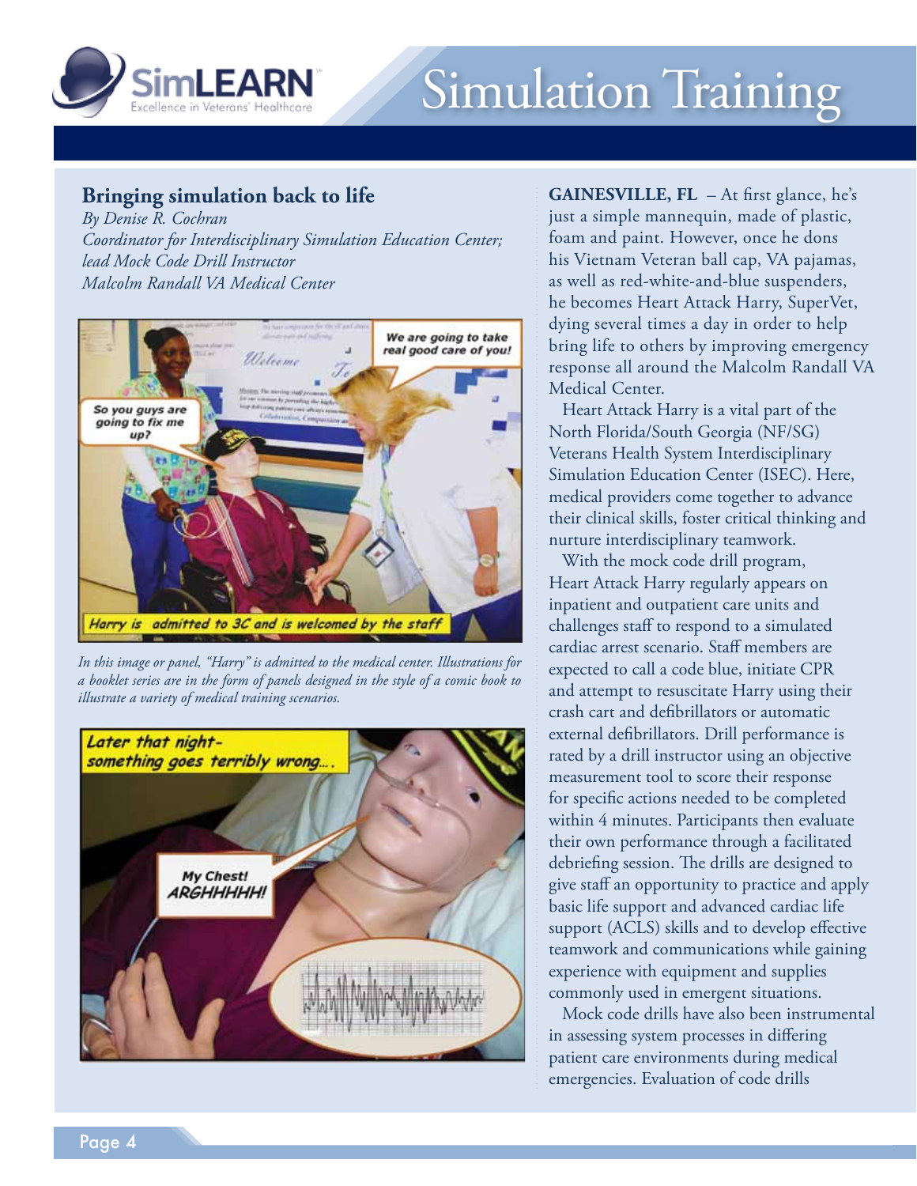## Bringing simulation back to life

*By Denise R. Cochran*
*Coordinator for Interdisciplinary Simulation Education Center; lead Mock Code Drill Instructor*
*Malcolm Randall VA Medical Center*

*In this image or panel, "Harry" is admitted to the medical center. Illustrations for a booklet series are in the form of panels designed in the style of a comic book to illustrate a variety of medical training scenarios.*

**GAINESVILLE, FL** – At first glance, he's just a simple mannequin, made of plastic, foam and paint. However, once he dons his Vietnam Veteran ball cap, VA pajamas, as well as red-white-and-blue suspenders, he becomes Heart Attack Harry, SuperVet, dying several times a day in order to help bring life to others by improving emergency response all around the Malcolm Randall VA Medical Center.

Heart Attack Harry is a vital part of the North Florida/South Georgia (NF/SG) Veterans Health System Interdisciplinary Simulation Education Center (ISEC). Here, medical providers come together to advance their clinical skills, foster critical thinking and nurture interdisciplinary teamwork.

With the mock code drill program, Heart Attack Harry regularly appears on inpatient and outpatient care units and challenges staff to respond to a simulated cardiac arrest scenario. Staff members are expected to call a code blue, initiate CPR and attempt to resuscitate Harry using their crash cart and defibrillators or automatic external defibrillators. Drill performance is rated by a drill instructor using an objective measurement tool to score their response for specific actions needed to be completed within 4 minutes. Participants then evaluate their own performance through a facilitated debriefing session. The drills are designed to give staff an opportunity to practice and apply basic life support and advanced cardiac life support (ACLS) skills and to develop effective teamwork and communications while gaining experience with equipment and supplies commonly used in emergent situations.

Mock code drills have also been instrumental in assessing system processes in differing patient care environments during medical emergencies. Evaluation of code drills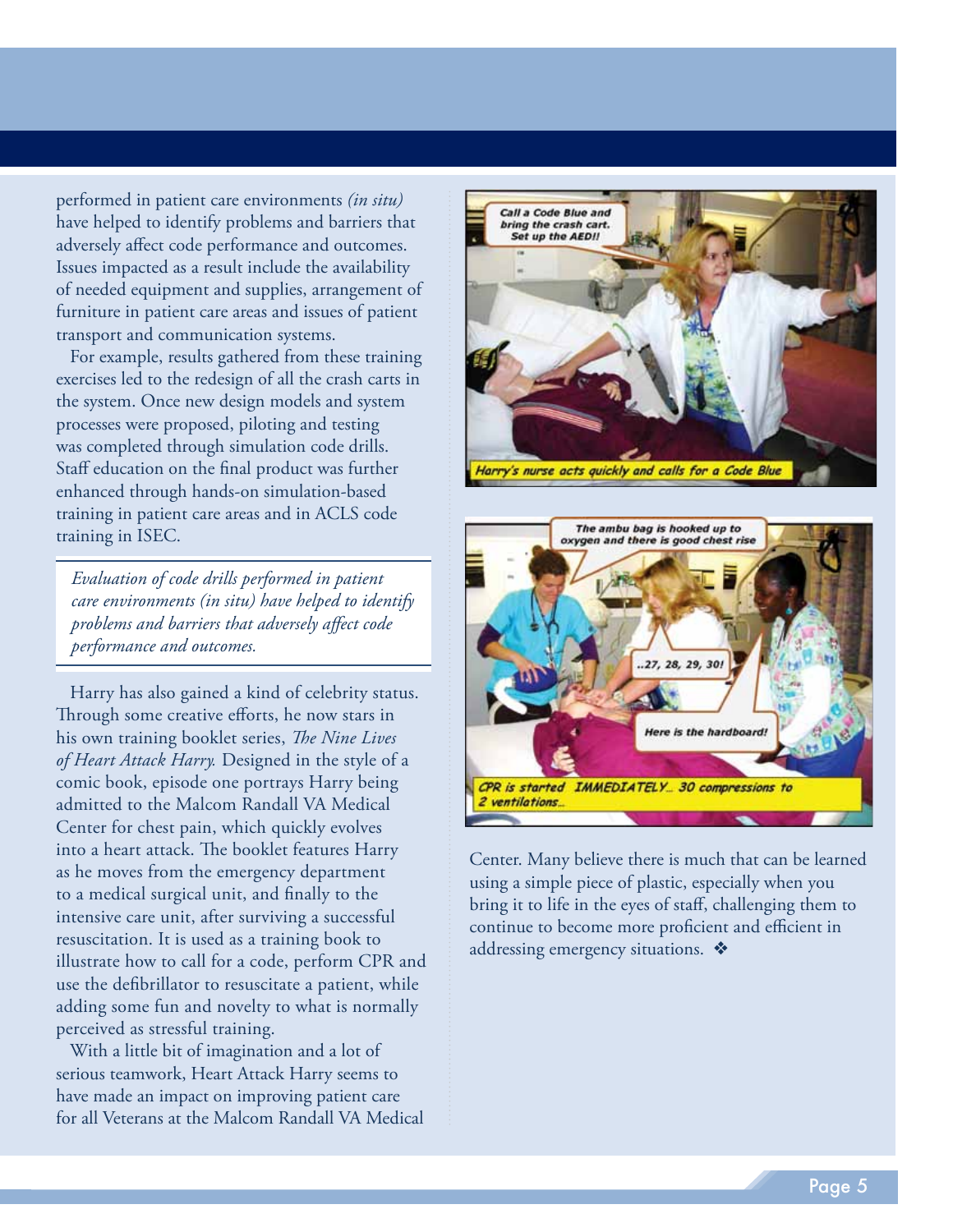performed in patient care environments *(in situ)* have helped to identify problems and barriers that adversely affect code performance and outcomes. Issues impacted as a result include the availability of needed equipment and supplies, arrangement of furniture in patient care areas and issues of patient transport and communication systems.

For example, results gathered from these training exercises led to the redesign of all the crash carts in the system. Once new design models and system processes were proposed, piloting and testing was completed through simulation code drills. Staff education on the final product was further enhanced through hands-on simulation-based training in patient care areas and in ACLS code training in ISEC.

> *Evaluation of code drills performed in patient care environments (in situ) have helped to identify problems and barriers that adversely affect code performance and outcomes.*

Harry has also gained a kind of celebrity status. Through some creative efforts, he now stars in his own training booklet series, *The Nine Lives of Heart Attack Harry.* Designed in the style of a comic book, episode one portrays Harry being admitted to the Malcom Randall VA Medical Center for chest pain, which quickly evolves into a heart attack. The booklet features Harry as he moves from the emergency department to a medical surgical unit, and finally to the intensive care unit, after surviving a successful resuscitation. It is used as a training book to illustrate how to call for a code, perform CPR and use the defibrillator to resuscitate a patient, while adding some fun and novelty to what is normally perceived as stressful training.

With a little bit of imagination and a lot of serious teamwork, Heart Attack Harry seems to have made an impact on improving patient care for all Veterans at the Malcom Randall VA Medical Center. Many believe there is much that can be learned using a simple piece of plastic, especially when you bring it to life in the eyes of staff, challenging them to continue to become more proficient and efficient in addressing emergency situations. ❖

Harry's nurse acts quickly and calls for a Code Blue

CPR is started IMMEDIATELY... 30 compressions to 2 ventilations...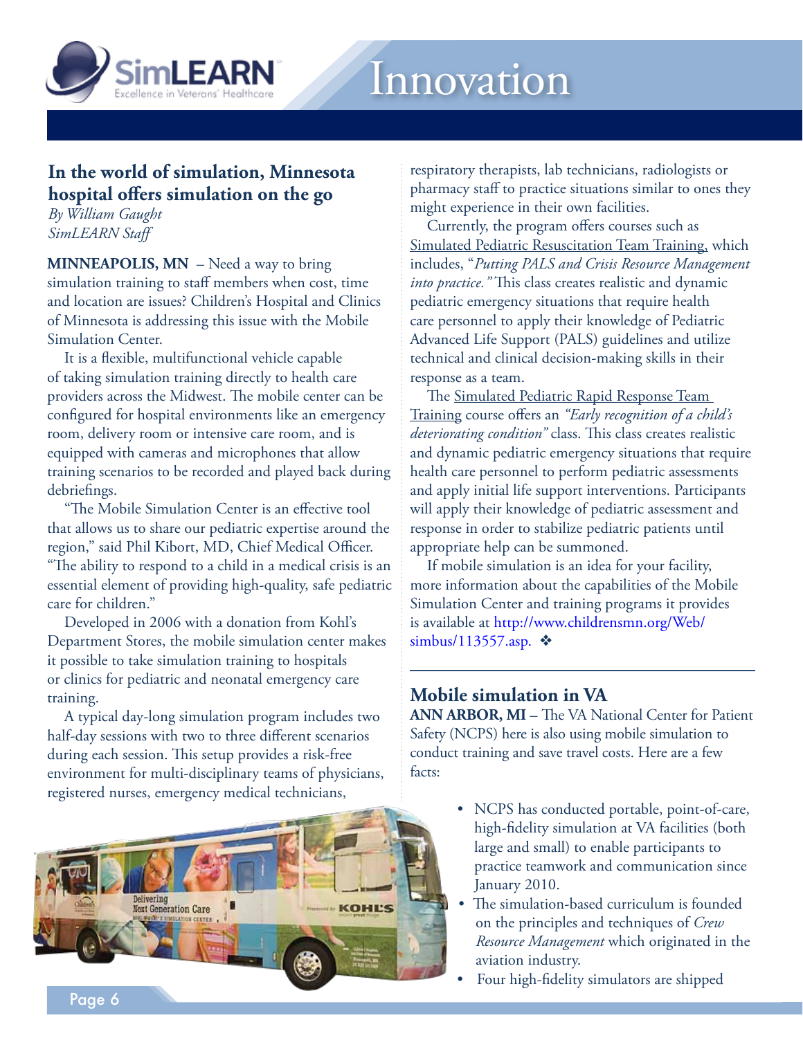# Innovation

## In the world of simulation, Minnesota hospital offers simulation on the go

*By William Gaught*
*SimLEARN Staff*

**MINNEAPOLIS, MN** – Need a way to bring simulation training to staff members when cost, time and location are issues? Children's Hospital and Clinics of Minnesota is addressing this issue with the Mobile Simulation Center.

It is a flexible, multifunctional vehicle capable of taking simulation training directly to health care providers across the Midwest. The mobile center can be configured for hospital environments like an emergency room, delivery room or intensive care room, and is equipped with cameras and microphones that allow training scenarios to be recorded and played back during debriefings.

"The Mobile Simulation Center is an effective tool that allows us to share our pediatric expertise around the region," said Phil Kibort, MD, Chief Medical Officer. "The ability to respond to a child in a medical crisis is an essential element of providing high-quality, safe pediatric care for children."

Developed in 2006 with a donation from Kohl's Department Stores, the mobile simulation center makes it possible to take simulation training to hospitals or clinics for pediatric and neonatal emergency care training.

A typical day-long simulation program includes two half-day sessions with two to three different scenarios during each session. This setup provides a risk-free environment for multi-disciplinary teams of physicians, registered nurses, emergency medical technicians, respiratory therapists, lab technicians, radiologists or pharmacy staff to practice situations similar to ones they might experience in their own facilities.

Currently, the program offers courses such as Simulated Pediatric Resuscitation Team Training, which includes, "*Putting PALS and Crisis Resource Management into practice.*" This class creates realistic and dynamic pediatric emergency situations that require health care personnel to apply their knowledge of Pediatric Advanced Life Support (PALS) guidelines and utilize technical and clinical decision-making skills in their response as a team.

The Simulated Pediatric Rapid Response Team Training course offers an *"Early recognition of a child's deteriorating condition"* class. This class creates realistic and dynamic pediatric emergency situations that require health care personnel to perform pediatric assessments and apply initial life support interventions. Participants will apply their knowledge of pediatric assessment and response in order to stabilize pediatric patients until appropriate help can be summoned.

If mobile simulation is an idea for your facility, more information about the capabilities of the Mobile Simulation Center and training programs it provides is available at http://www.childrensmn.org/Web/simbus/113557.asp. ❖

## Mobile simulation in VA

**ANN ARBOR, MI** – The VA National Center for Patient Safety (NCPS) here is also using mobile simulation to conduct training and save travel costs. Here are a few facts:

- NCPS has conducted portable, point-of-care, high-fidelity simulation at VA facilities (both large and small) to enable participants to practice teamwork and communication since January 2010.
- The simulation-based curriculum is founded on the principles and techniques of *Crew Resource Management* which originated in the aviation industry.
- Four high-fidelity simulators are shipped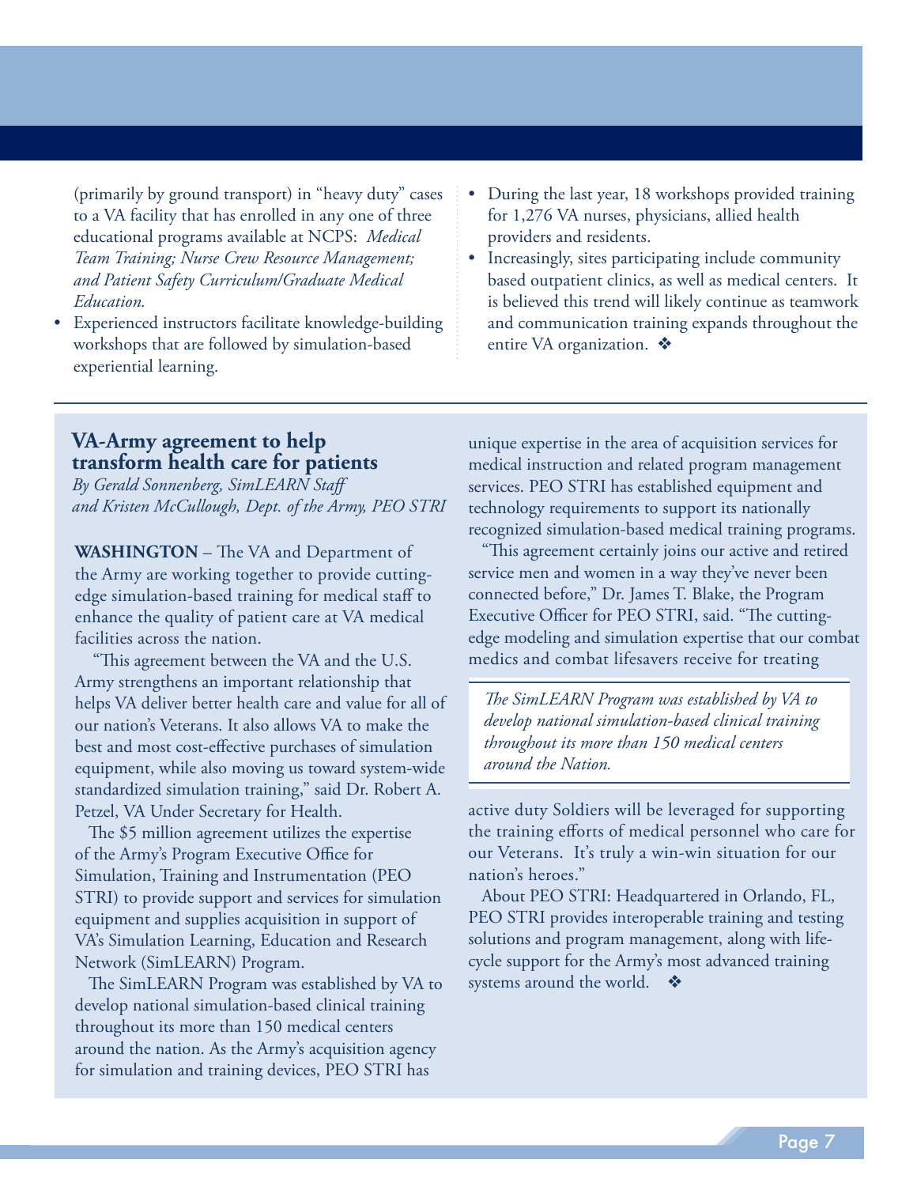(primarily by ground transport) in "heavy duty" cases to a VA facility that has enrolled in any one of three educational programs available at NCPS: *Medical Team Training; Nurse Crew Resource Management; and Patient Safety Curriculum/Graduate Medical Education.*

- Experienced instructors facilitate knowledge-building workshops that are followed by simulation-based experiential learning.
- During the last year, 18 workshops provided training for 1,276 VA nurses, physicians, allied health providers and residents.
- Increasingly, sites participating include community based outpatient clinics, as well as medical centers. It is believed this trend will likely continue as teamwork and communication training expands throughout the entire VA organization. ❖

## VA-Army agreement to help transform health care for patients

*By Gerald Sonnenberg, SimLEARN Staff and Kristen McCullough, Dept. of the Army, PEO STRI*

**WASHINGTON** – The VA and Department of the Army are working together to provide cutting-edge simulation-based training for medical staff to enhance the quality of patient care at VA medical facilities across the nation.

"This agreement between the VA and the U.S. Army strengthens an important relationship that helps VA deliver better health care and value for all of our nation's Veterans. It also allows VA to make the best and most cost-effective purchases of simulation equipment, while also moving us toward system-wide standardized simulation training," said Dr. Robert A. Petzel, VA Under Secretary for Health.

The $5 million agreement utilizes the expertise of the Army's Program Executive Office for Simulation, Training and Instrumentation (PEO STRI) to provide support and services for simulation equipment and supplies acquisition in support of VA's Simulation Learning, Education and Research Network (SimLEARN) Program.

The SimLEARN Program was established by VA to develop national simulation-based clinical training throughout its more than 150 medical centers around the nation. As the Army's acquisition agency for simulation and training devices, PEO STRI has unique expertise in the area of acquisition services for medical instruction and related program management services. PEO STRI has established equipment and technology requirements to support its nationally recognized simulation-based medical training programs.

"This agreement certainly joins our active and retired service men and women in a way they've never been connected before," Dr. James T. Blake, the Program Executive Officer for PEO STRI, said. "The cutting-edge modeling and simulation expertise that our combat medics and combat lifesavers receive for treating active duty Soldiers will be leveraged for supporting the training efforts of medical personnel who care for our Veterans. It's truly a win-win situation for our nation's heroes."

*The SimLEARN Program was established by VA to develop national simulation-based clinical training throughout its more than 150 medical centers around the Nation.*

About PEO STRI: Headquartered in Orlando, FL, PEO STRI provides interoperable training and testing solutions and program management, along with life-cycle support for the Army's most advanced training systems around the world. ❖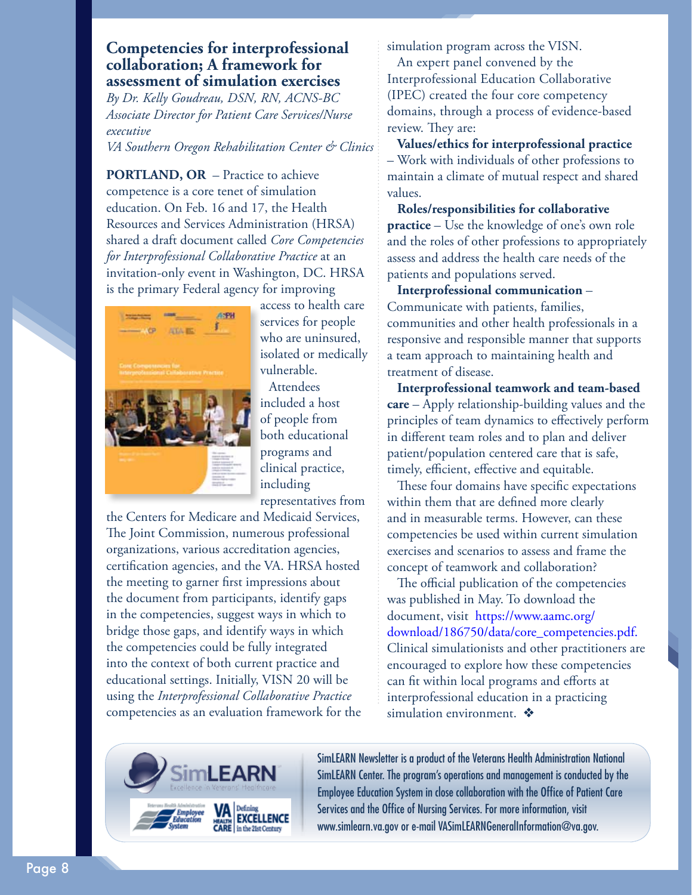## Competencies for interprofessional collaboration; A framework for assessment of simulation exercises

*By Dr. Kelly Goudreau, DSN, RN, ACNS-BC*
*Associate Director for Patient Care Services/Nurse executive*
*VA Southern Oregon Rehabilitation Center & Clinics*

**PORTLAND, OR** – Practice to achieve competence is a core tenet of simulation education. On Feb. 16 and 17, the Health Resources and Services Administration (HRSA) shared a draft document called *Core Competencies for Interprofessional Collaborative Practice* at an invitation-only event in Washington, DC. HRSA is the primary Federal agency for improving access to health care services for people who are uninsured, isolated or medically vulnerable.

Attendees included a host of people from both educational programs and clinical practice, including representatives from the Centers for Medicare and Medicaid Services, The Joint Commission, numerous professional organizations, various accreditation agencies, certification agencies, and the VA. HRSA hosted the meeting to garner first impressions about the document from participants, identify gaps in the competencies, suggest ways in which to bridge those gaps, and identify ways in which the competencies could be fully integrated into the context of both current practice and educational settings. Initially, VISN 20 will be using the *Interprofessional Collaborative Practice* competencies as an evaluation framework for the simulation program across the VISN.

An expert panel convened by the Interprofessional Education Collaborative (IPEC) created the four core competency domains, through a process of evidence-based review. They are:

**Values/ethics for interprofessional practice** – Work with individuals of other professions to maintain a climate of mutual respect and shared values.

**Roles/responsibilities for collaborative practice** – Use the knowledge of one's own role and the roles of other professions to appropriately assess and address the health care needs of the patients and populations served.

**Interprofessional communication** – Communicate with patients, families, communities and other health professionals in a responsive and responsible manner that supports a team approach to maintaining health and treatment of disease.

**Interprofessional teamwork and team-based care** – Apply relationship-building values and the principles of team dynamics to effectively perform in different team roles and to plan and deliver patient/population centered care that is safe, timely, efficient, effective and equitable.

These four domains have specific expectations within them that are defined more clearly and in measurable terms. However, can these competencies be used within current simulation exercises and scenarios to assess and frame the concept of teamwork and collaboration?

The official publication of the competencies was published in May. To download the document, visit https://www.aamc.org/download/186750/data/core_competencies.pdf. Clinical simulationists and other practitioners are encouraged to explore how these competencies can fit within local programs and efforts at interprofessional education in a practicing simulation environment. ❖

SimLEARN Newsletter is a product of the Veterans Health Administration National SimLEARN Center. The program's operations and management is conducted by the Employee Education System in close collaboration with the Office of Patient Care Services and the Office of Nursing Services. For more information, visit www.simlearn.va.gov or e-mail VASimLEARNGeneralInformation@va.gov.